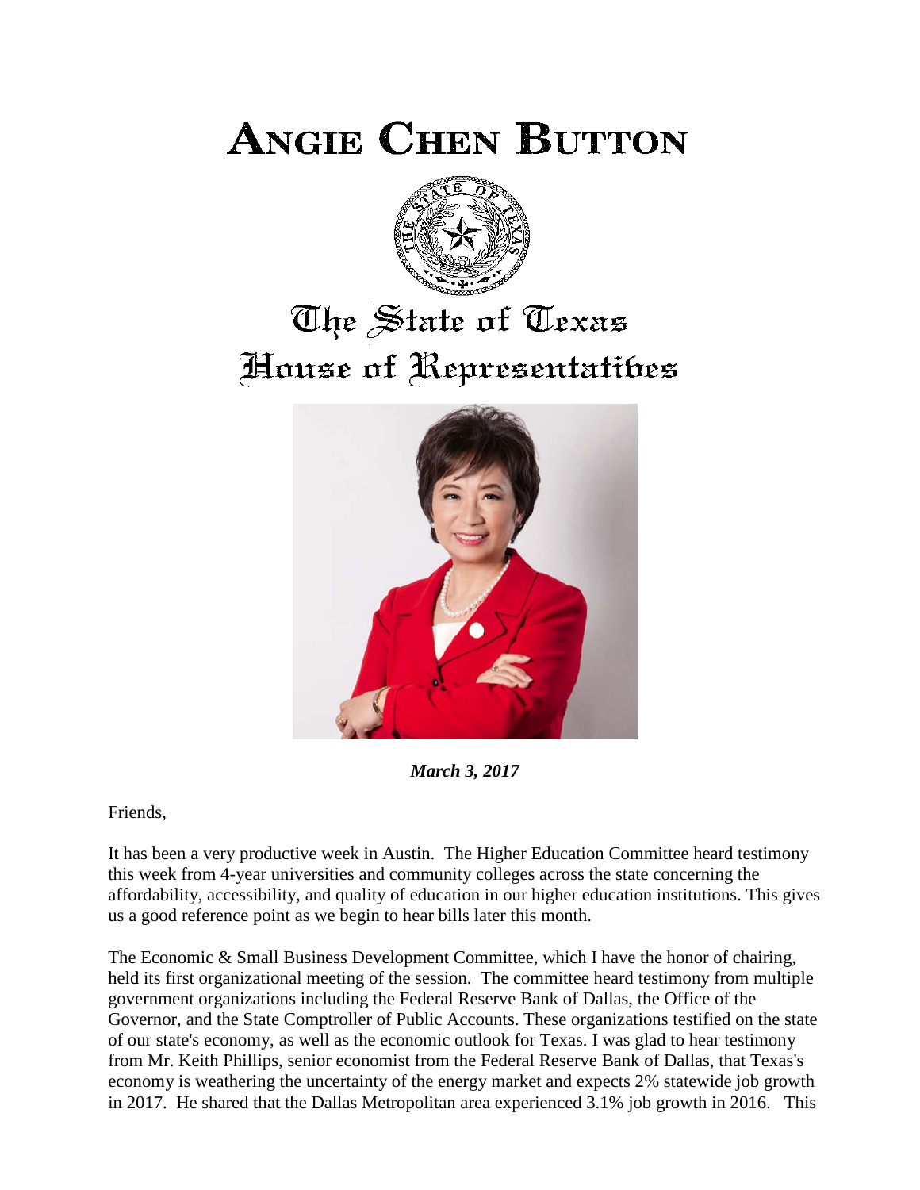# Angie Chen Button

# The State of Texas
# House of Representatives

***March 3, 2017***

Friends,

It has been a very productive week in Austin. The Higher Education Committee heard testimony this week from 4-year universities and community colleges across the state concerning the affordability, accessibility, and quality of education in our higher education institutions. This gives us a good reference point as we begin to hear bills later this month.

The Economic & Small Business Development Committee, which I have the honor of chairing, held its first organizational meeting of the session. The committee heard testimony from multiple government organizations including the Federal Reserve Bank of Dallas, the Office of the Governor, and the State Comptroller of Public Accounts. These organizations testified on the state of our state's economy, as well as the economic outlook for Texas. I was glad to hear testimony from Mr. Keith Phillips, senior economist from the Federal Reserve Bank of Dallas, that Texas's economy is weathering the uncertainty of the energy market and expects 2% statewide job growth in 2017. He shared that the Dallas Metropolitan area experienced 3.1% job growth in 2016. This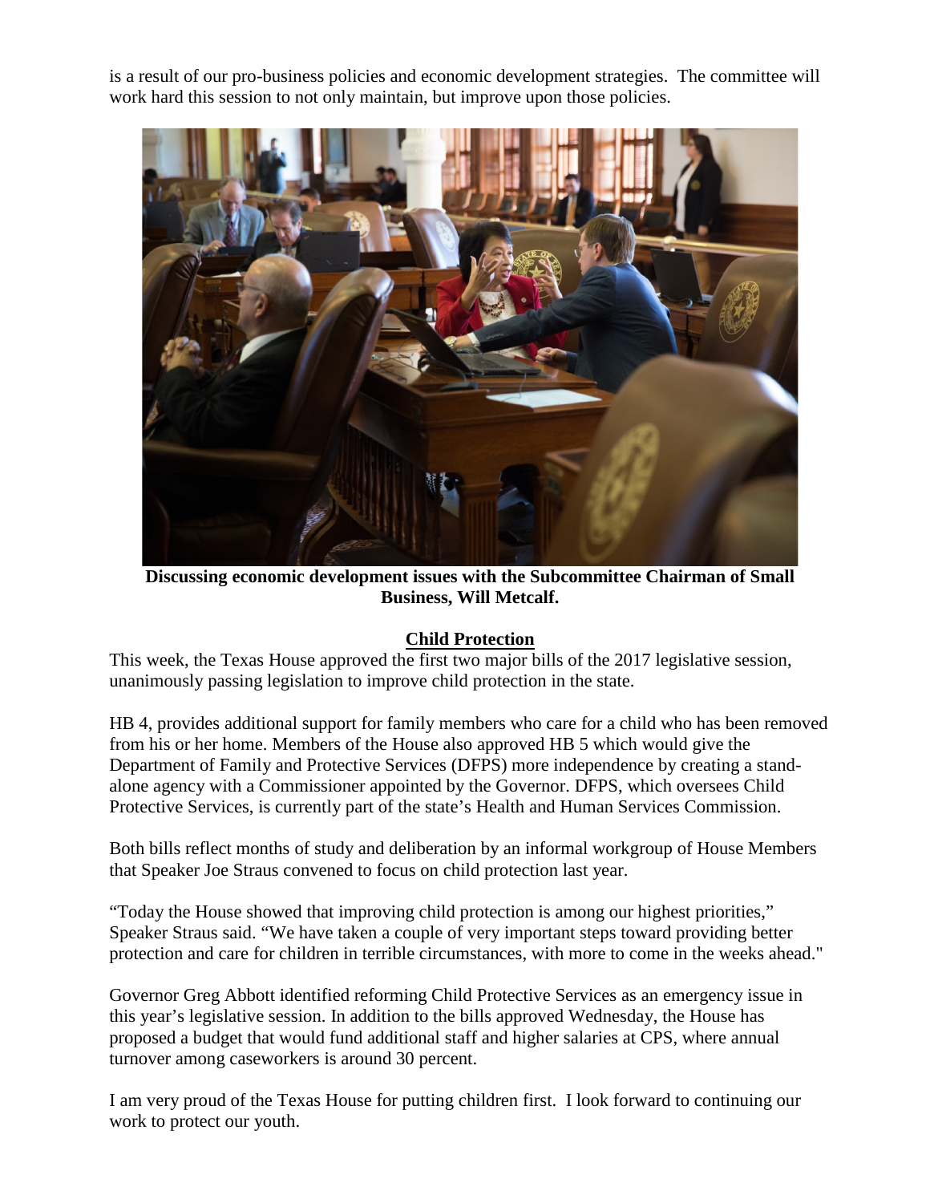is a result of our pro-business policies and economic development strategies. The committee will work hard this session to not only maintain, but improve upon those policies.

**Discussing economic development issues with the Subcommittee Chairman of Small Business, Will Metcalf.**

## Child Protection

This week, the Texas House approved the first two major bills of the 2017 legislative session, unanimously passing legislation to improve child protection in the state.

HB 4, provides additional support for family members who care for a child who has been removed from his or her home. Members of the House also approved HB 5 which would give the Department of Family and Protective Services (DFPS) more independence by creating a stand-alone agency with a Commissioner appointed by the Governor. DFPS, which oversees Child Protective Services, is currently part of the state's Health and Human Services Commission.

Both bills reflect months of study and deliberation by an informal workgroup of House Members that Speaker Joe Straus convened to focus on child protection last year.

"Today the House showed that improving child protection is among our highest priorities," Speaker Straus said. "We have taken a couple of very important steps toward providing better protection and care for children in terrible circumstances, with more to come in the weeks ahead."

Governor Greg Abbott identified reforming Child Protective Services as an emergency issue in this year's legislative session. In addition to the bills approved Wednesday, the House has proposed a budget that would fund additional staff and higher salaries at CPS, where annual turnover among caseworkers is around 30 percent.

I am very proud of the Texas House for putting children first. I look forward to continuing our work to protect our youth.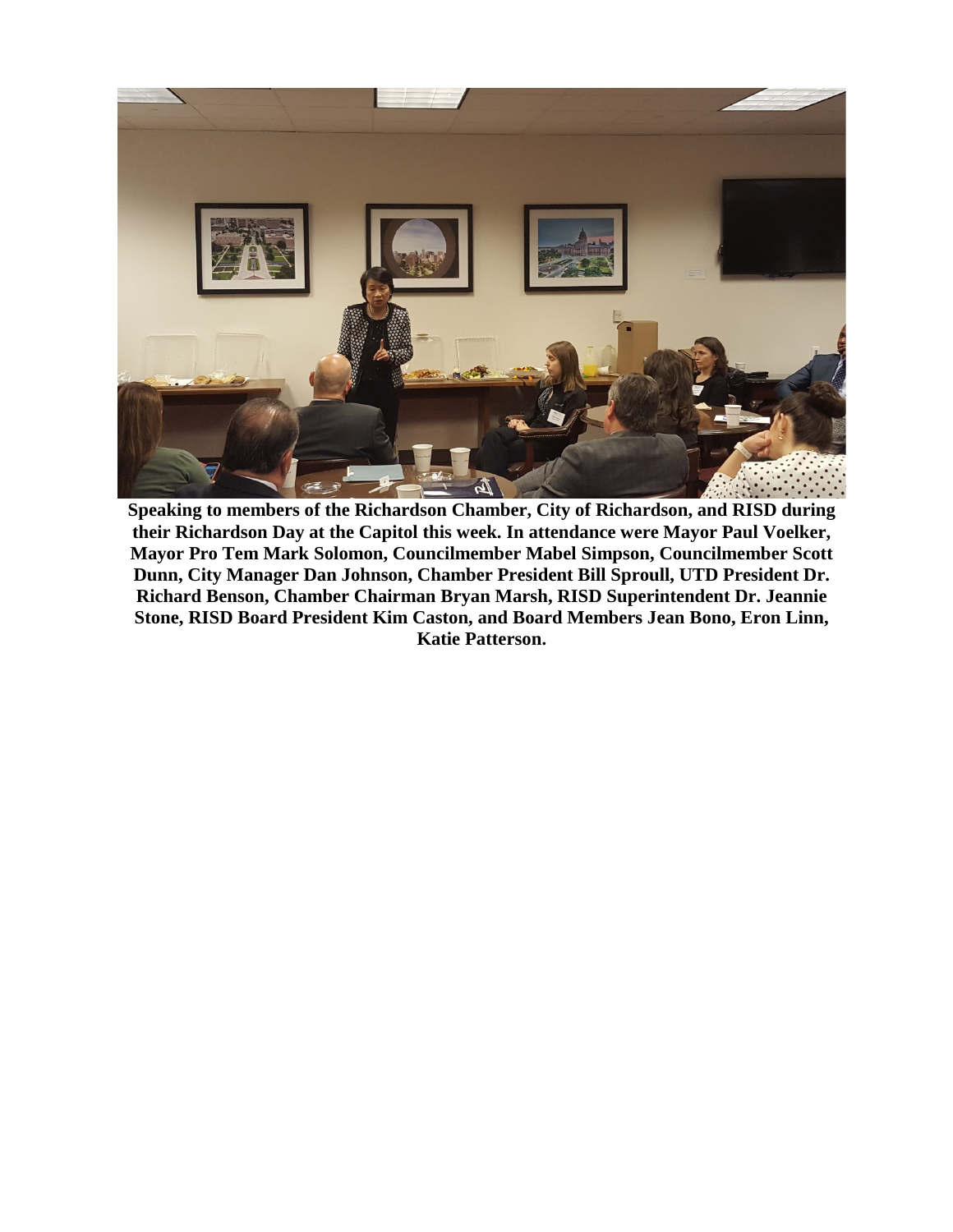**Speaking to members of the Richardson Chamber, City of Richardson, and RISD during their Richardson Day at the Capitol this week. In attendance were Mayor Paul Voelker, Mayor Pro Tem Mark Solomon, Councilmember Mabel Simpson, Councilmember Scott Dunn, City Manager Dan Johnson, Chamber President Bill Sproull, UTD President Dr. Richard Benson, Chamber Chairman Bryan Marsh, RISD Superintendent Dr. Jeannie Stone, RISD Board President Kim Caston, and Board Members Jean Bono, Eron Linn, Katie Patterson.**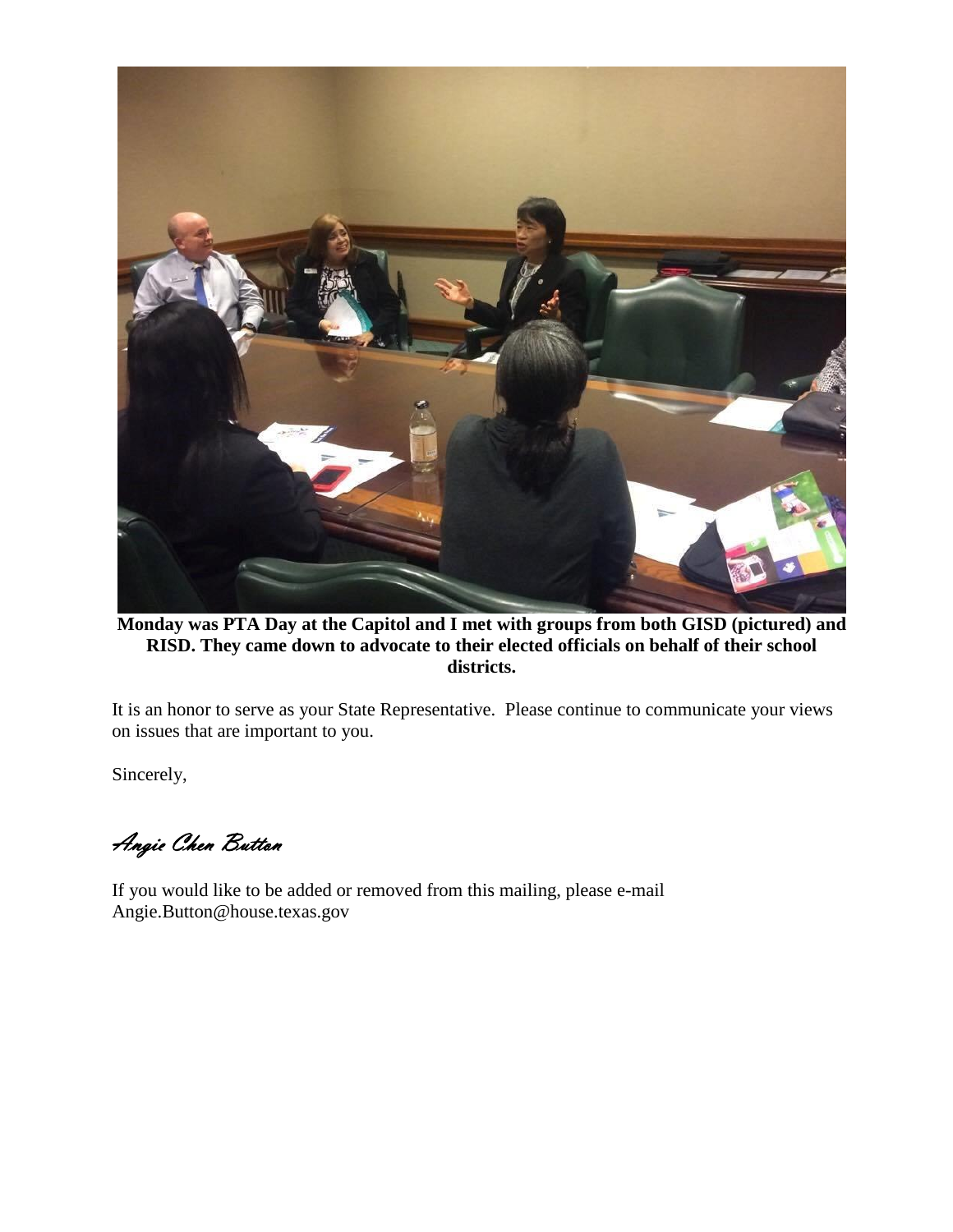**Monday was PTA Day at the Capitol and I met with groups from both GISD (pictured) and RISD. They came down to advocate to their elected officials on behalf of their school districts.**

It is an honor to serve as your State Representative. Please continue to communicate your views on issues that are important to you.

Sincerely,

*Angie Chen Button*

If you would like to be added or removed from this mailing, please e-mail Angie.Button@house.texas.gov